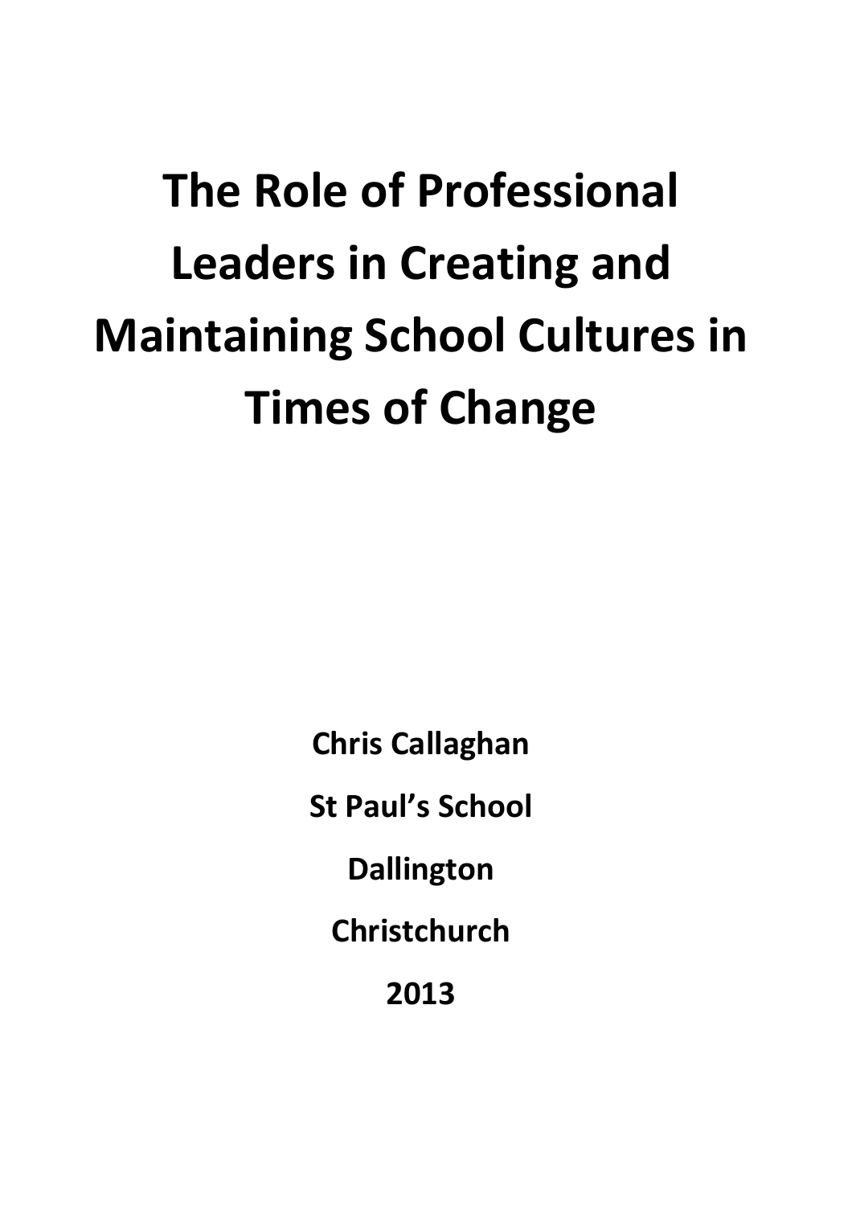# The Role of Professional Leaders in Creating and Maintaining School Cultures in Times of Change

**Chris Callaghan**

**St Paul's School**

**Dallington**

**Christchurch**

**2013**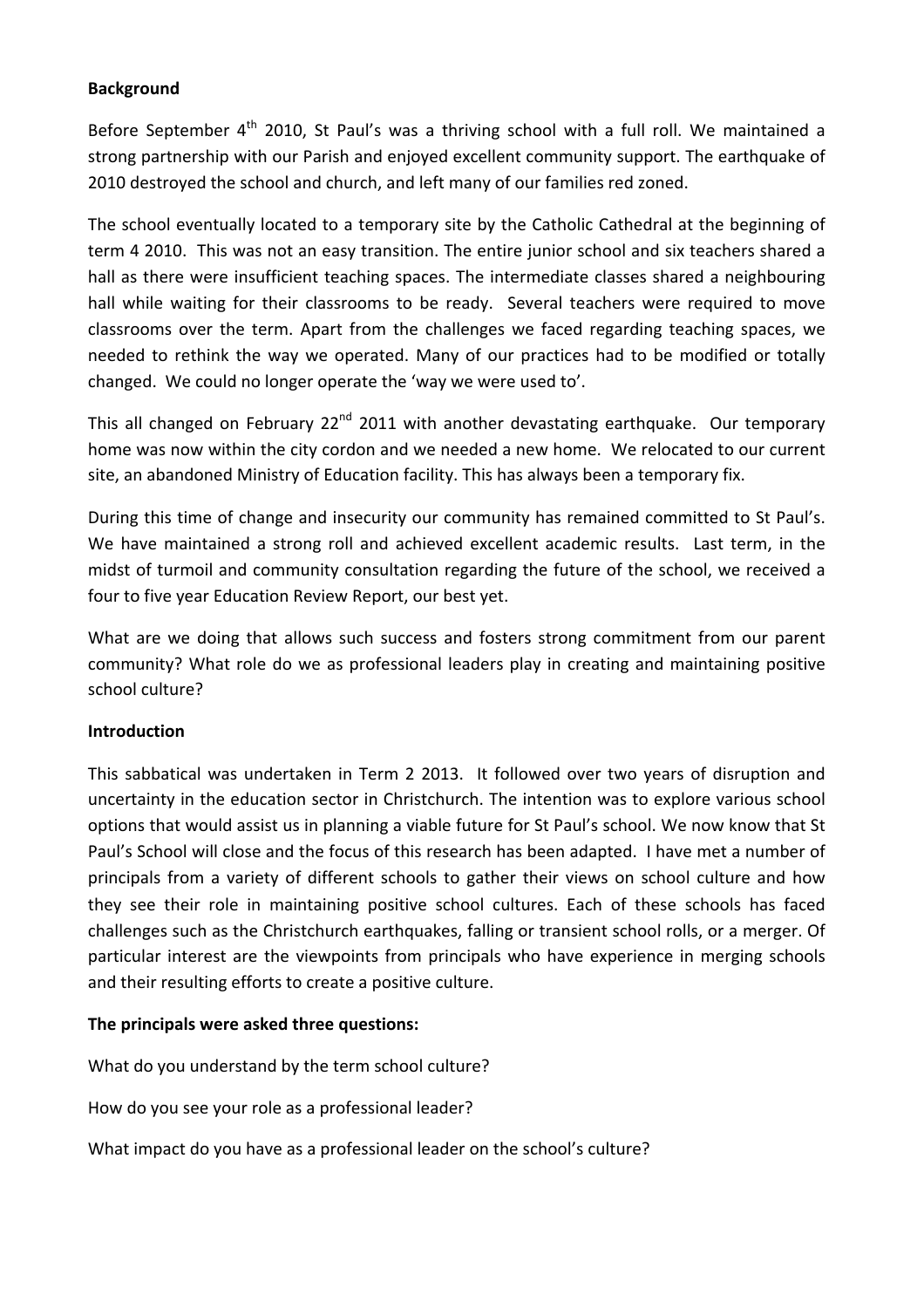**Background**

Before September 4th 2010, St Paul's was a thriving school with a full roll. We maintained a strong partnership with our Parish and enjoyed excellent community support. The earthquake of 2010 destroyed the school and church, and left many of our families red zoned.

The school eventually located to a temporary site by the Catholic Cathedral at the beginning of term 4 2010. This was not an easy transition. The entire junior school and six teachers shared a hall as there were insufficient teaching spaces. The intermediate classes shared a neighbouring hall while waiting for their classrooms to be ready. Several teachers were required to move classrooms over the term. Apart from the challenges we faced regarding teaching spaces, we needed to rethink the way we operated. Many of our practices had to be modified or totally changed. We could no longer operate the 'way we were used to'.

This all changed on February 22nd 2011 with another devastating earthquake. Our temporary home was now within the city cordon and we needed a new home. We relocated to our current site, an abandoned Ministry of Education facility. This has always been a temporary fix.

During this time of change and insecurity our community has remained committed to St Paul's. We have maintained a strong roll and achieved excellent academic results. Last term, in the midst of turmoil and community consultation regarding the future of the school, we received a four to five year Education Review Report, our best yet.

What are we doing that allows such success and fosters strong commitment from our parent community? What role do we as professional leaders play in creating and maintaining positive school culture?

**Introduction**

This sabbatical was undertaken in Term 2 2013. It followed over two years of disruption and uncertainty in the education sector in Christchurch. The intention was to explore various school options that would assist us in planning a viable future for St Paul's school. We now know that St Paul's School will close and the focus of this research has been adapted. I have met a number of principals from a variety of different schools to gather their views on school culture and how they see their role in maintaining positive school cultures. Each of these schools has faced challenges such as the Christchurch earthquakes, falling or transient school rolls, or a merger. Of particular interest are the viewpoints from principals who have experience in merging schools and their resulting efforts to create a positive culture.

**The principals were asked three questions:**

What do you understand by the term school culture?

How do you see your role as a professional leader?

What impact do you have as a professional leader on the school's culture?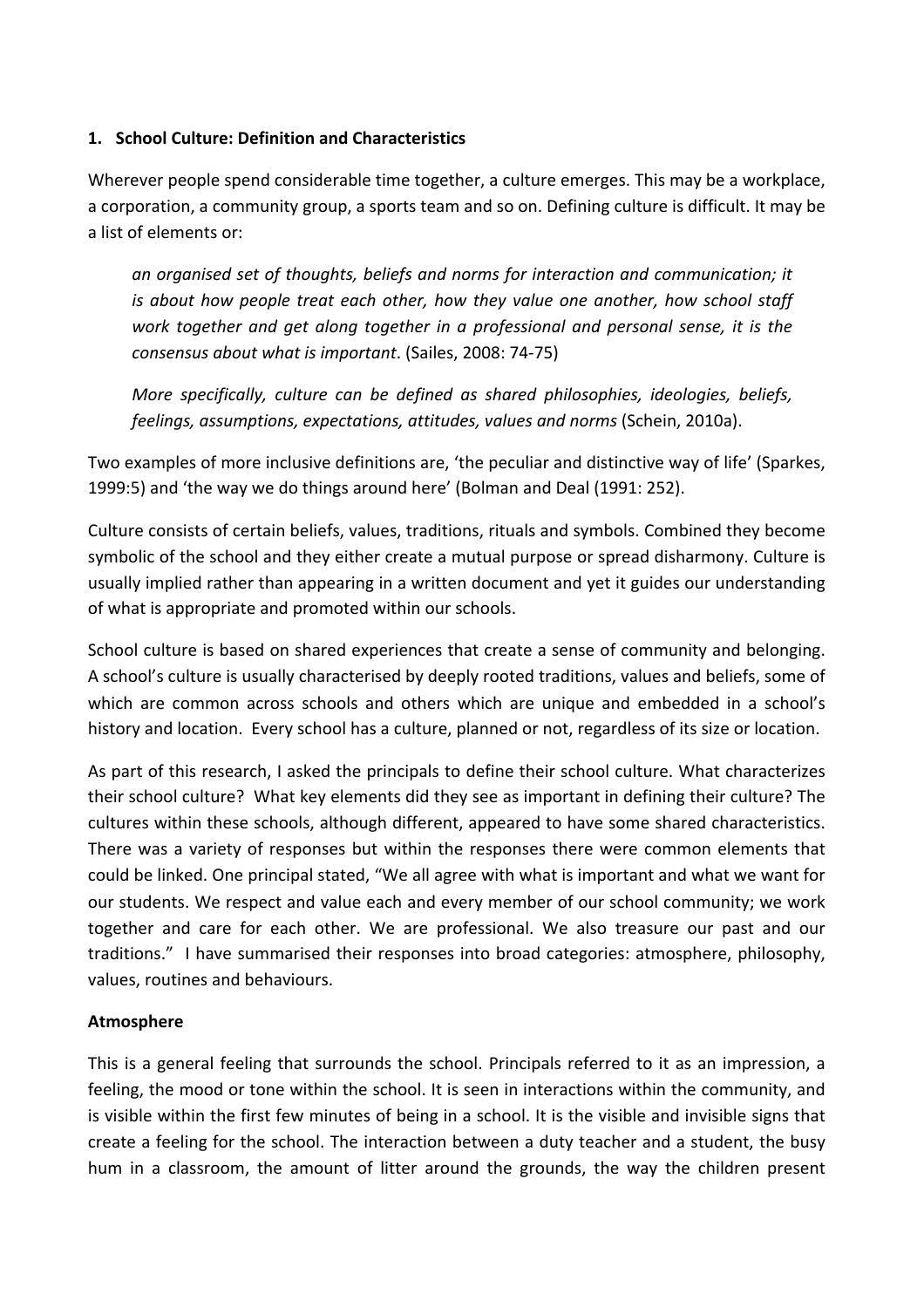## 1. School Culture: Definition and Characteristics

Wherever people spend considerable time together, a culture emerges. This may be a workplace, a corporation, a community group, a sports team and so on. Defining culture is difficult. It may be a list of elements or:

> *an organised set of thoughts, beliefs and norms for interaction and communication; it is about how people treat each other, how they value one another, how school staff work together and get along together in a professional and personal sense, it is the consensus about what is important*. (Sailes, 2008: 74-75)
>
> *More specifically, culture can be defined as shared philosophies, ideologies, beliefs, feelings, assumptions, expectations, attitudes, values and norms* (Schein, 2010a).

Two examples of more inclusive definitions are, 'the peculiar and distinctive way of life' (Sparkes, 1999:5) and 'the way we do things around here' (Bolman and Deal (1991: 252).

Culture consists of certain beliefs, values, traditions, rituals and symbols. Combined they become symbolic of the school and they either create a mutual purpose or spread disharmony. Culture is usually implied rather than appearing in a written document and yet it guides our understanding of what is appropriate and promoted within our schools.

School culture is based on shared experiences that create a sense of community and belonging. A school's culture is usually characterised by deeply rooted traditions, values and beliefs, some of which are common across schools and others which are unique and embedded in a school's history and location. Every school has a culture, planned or not, regardless of its size or location.

As part of this research, I asked the principals to define their school culture. What characterizes their school culture? What key elements did they see as important in defining their culture? The cultures within these schools, although different, appeared to have some shared characteristics. There was a variety of responses but within the responses there were common elements that could be linked. One principal stated, "We all agree with what is important and what we want for our students. We respect and value each and every member of our school community; we work together and care for each other. We are professional. We also treasure our past and our traditions." I have summarised their responses into broad categories: atmosphere, philosophy, values, routines and behaviours.

**Atmosphere**

This is a general feeling that surrounds the school. Principals referred to it as an impression, a feeling, the mood or tone within the school. It is seen in interactions within the community, and is visible within the first few minutes of being in a school. It is the visible and invisible signs that create a feeling for the school. The interaction between a duty teacher and a student, the busy hum in a classroom, the amount of litter around the grounds, the way the children present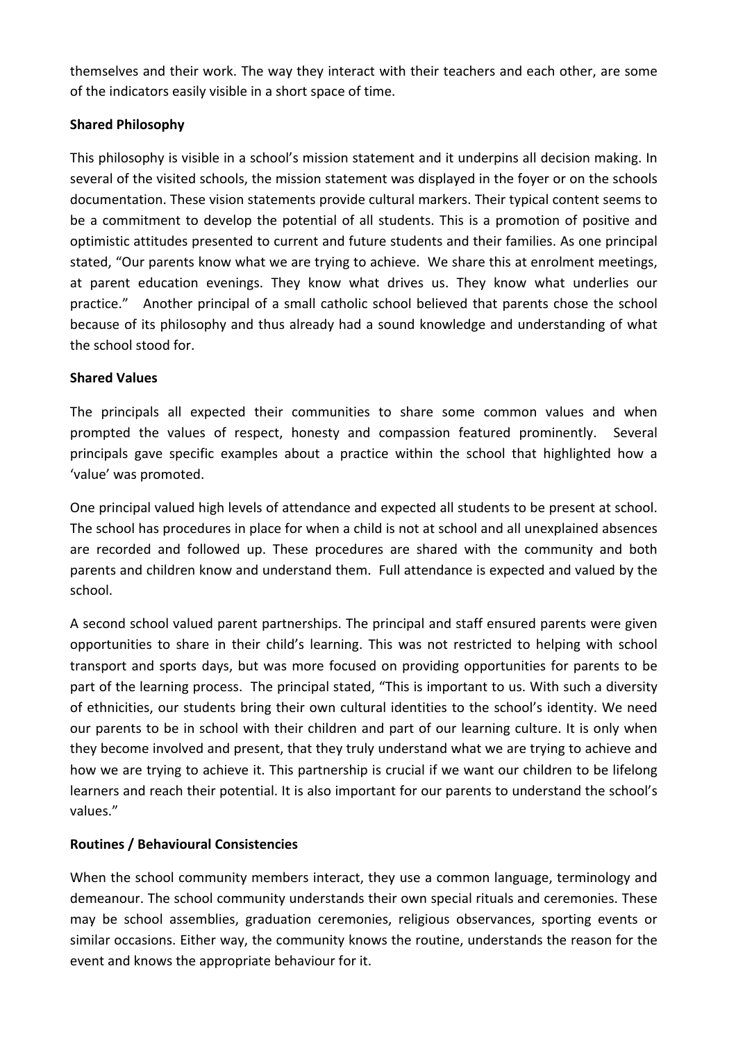themselves and their work. The way they interact with their teachers and each other, are some of the indicators easily visible in a short space of time.

**Shared Philosophy**

This philosophy is visible in a school's mission statement and it underpins all decision making. In several of the visited schools, the mission statement was displayed in the foyer or on the schools documentation. These vision statements provide cultural markers. Their typical content seems to be a commitment to develop the potential of all students. This is a promotion of positive and optimistic attitudes presented to current and future students and their families. As one principal stated, "Our parents know what we are trying to achieve. We share this at enrolment meetings, at parent education evenings. They know what drives us. They know what underlies our practice." Another principal of a small catholic school believed that parents chose the school because of its philosophy and thus already had a sound knowledge and understanding of what the school stood for.

**Shared Values**

The principals all expected their communities to share some common values and when prompted the values of respect, honesty and compassion featured prominently. Several principals gave specific examples about a practice within the school that highlighted how a 'value' was promoted.

One principal valued high levels of attendance and expected all students to be present at school. The school has procedures in place for when a child is not at school and all unexplained absences are recorded and followed up. These procedures are shared with the community and both parents and children know and understand them. Full attendance is expected and valued by the school.

A second school valued parent partnerships. The principal and staff ensured parents were given opportunities to share in their child's learning. This was not restricted to helping with school transport and sports days, but was more focused on providing opportunities for parents to be part of the learning process. The principal stated, "This is important to us. With such a diversity of ethnicities, our students bring their own cultural identities to the school's identity. We need our parents to be in school with their children and part of our learning culture. It is only when they become involved and present, that they truly understand what we are trying to achieve and how we are trying to achieve it. This partnership is crucial if we want our children to be lifelong learners and reach their potential. It is also important for our parents to understand the school's values."

**Routines / Behavioural Consistencies**

When the school community members interact, they use a common language, terminology and demeanour. The school community understands their own special rituals and ceremonies. These may be school assemblies, graduation ceremonies, religious observances, sporting events or similar occasions. Either way, the community knows the routine, understands the reason for the event and knows the appropriate behaviour for it.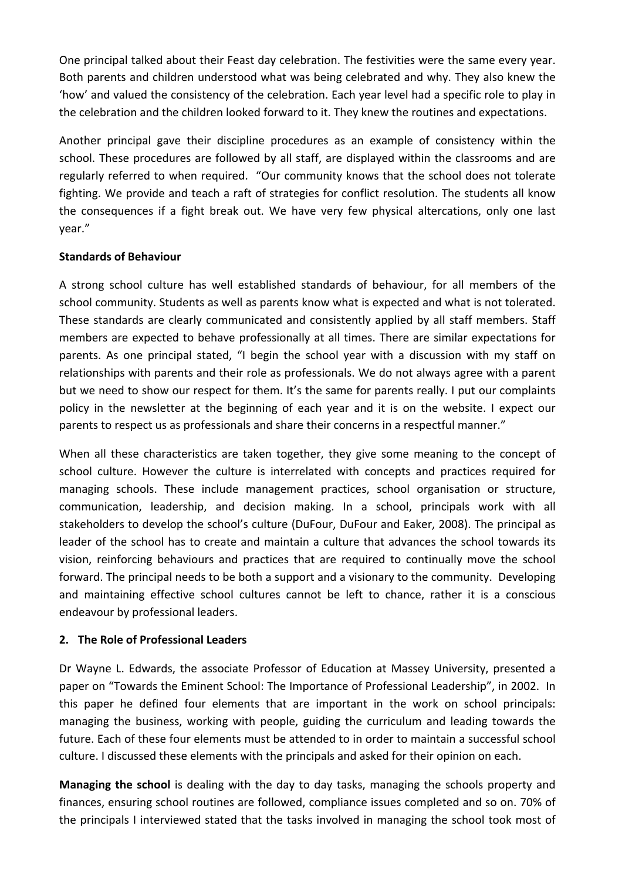One principal talked about their Feast day celebration. The festivities were the same every year. Both parents and children understood what was being celebrated and why. They also knew the 'how' and valued the consistency of the celebration. Each year level had a specific role to play in the celebration and the children looked forward to it. They knew the routines and expectations.

Another principal gave their discipline procedures as an example of consistency within the school. These procedures are followed by all staff, are displayed within the classrooms and are regularly referred to when required. "Our community knows that the school does not tolerate fighting. We provide and teach a raft of strategies for conflict resolution. The students all know the consequences if a fight break out. We have very few physical altercations, only one last year."

**Standards of Behaviour**

A strong school culture has well established standards of behaviour, for all members of the school community. Students as well as parents know what is expected and what is not tolerated. These standards are clearly communicated and consistently applied by all staff members. Staff members are expected to behave professionally at all times. There are similar expectations for parents. As one principal stated, "I begin the school year with a discussion with my staff on relationships with parents and their role as professionals. We do not always agree with a parent but we need to show our respect for them. It's the same for parents really. I put our complaints policy in the newsletter at the beginning of each year and it is on the website. I expect our parents to respect us as professionals and share their concerns in a respectful manner."

When all these characteristics are taken together, they give some meaning to the concept of school culture. However the culture is interrelated with concepts and practices required for managing schools. These include management practices, school organisation or structure, communication, leadership, and decision making. In a school, principals work with all stakeholders to develop the school's culture (DuFour, DuFour and Eaker, 2008). The principal as leader of the school has to create and maintain a culture that advances the school towards its vision, reinforcing behaviours and practices that are required to continually move the school forward. The principal needs to be both a support and a visionary to the community. Developing and maintaining effective school cultures cannot be left to chance, rather it is a conscious endeavour by professional leaders.

## 2. The Role of Professional Leaders

Dr Wayne L. Edwards, the associate Professor of Education at Massey University, presented a paper on "Towards the Eminent School: The Importance of Professional Leadership", in 2002. In this paper he defined four elements that are important in the work on school principals: managing the business, working with people, guiding the curriculum and leading towards the future. Each of these four elements must be attended to in order to maintain a successful school culture. I discussed these elements with the principals and asked for their opinion on each.

**Managing the school** is dealing with the day to day tasks, managing the schools property and finances, ensuring school routines are followed, compliance issues completed and so on. 70% of the principals I interviewed stated that the tasks involved in managing the school took most of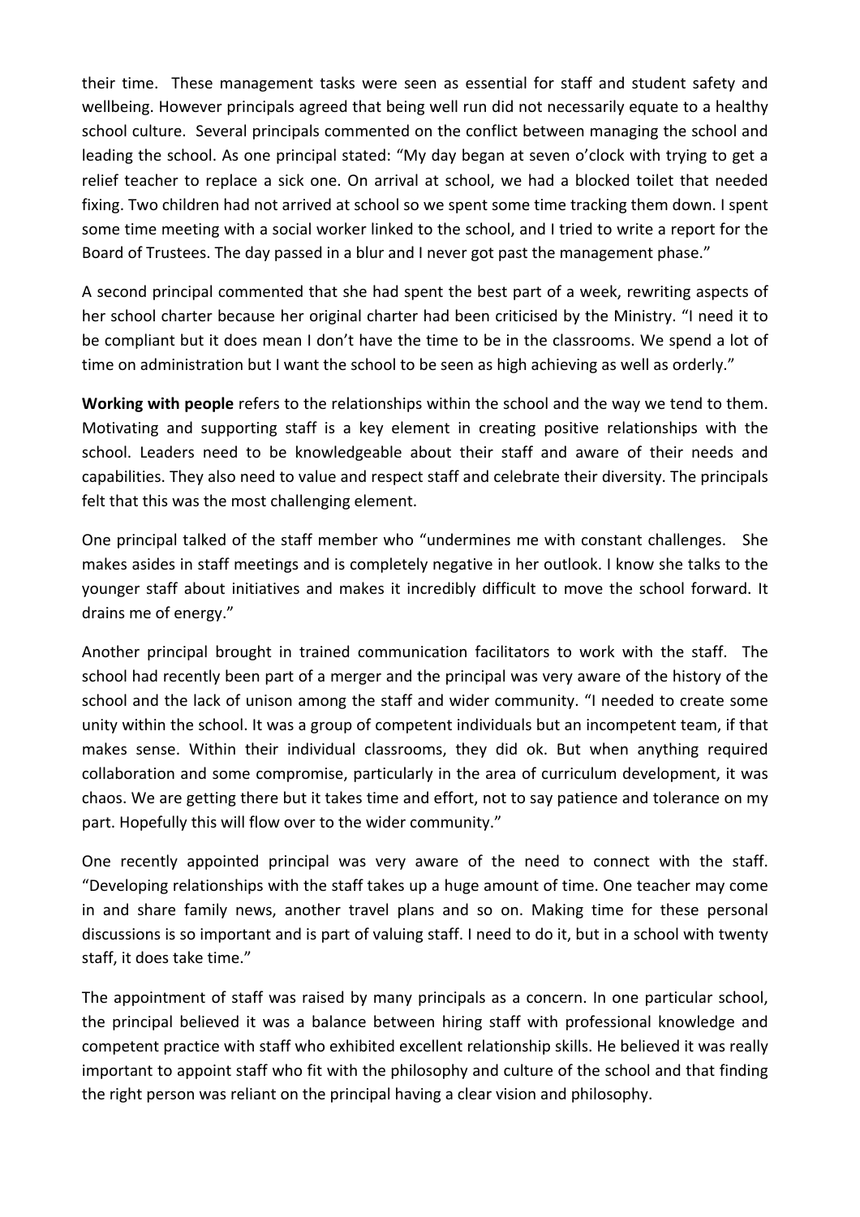their time. These management tasks were seen as essential for staff and student safety and wellbeing. However principals agreed that being well run did not necessarily equate to a healthy school culture. Several principals commented on the conflict between managing the school and leading the school. As one principal stated: "My day began at seven o'clock with trying to get a relief teacher to replace a sick one. On arrival at school, we had a blocked toilet that needed fixing. Two children had not arrived at school so we spent some time tracking them down. I spent some time meeting with a social worker linked to the school, and I tried to write a report for the Board of Trustees. The day passed in a blur and I never got past the management phase."

A second principal commented that she had spent the best part of a week, rewriting aspects of her school charter because her original charter had been criticised by the Ministry. "I need it to be compliant but it does mean I don't have the time to be in the classrooms. We spend a lot of time on administration but I want the school to be seen as high achieving as well as orderly."

**Working with people** refers to the relationships within the school and the way we tend to them. Motivating and supporting staff is a key element in creating positive relationships with the school. Leaders need to be knowledgeable about their staff and aware of their needs and capabilities. They also need to value and respect staff and celebrate their diversity. The principals felt that this was the most challenging element.

One principal talked of the staff member who "undermines me with constant challenges. She makes asides in staff meetings and is completely negative in her outlook. I know she talks to the younger staff about initiatives and makes it incredibly difficult to move the school forward. It drains me of energy."

Another principal brought in trained communication facilitators to work with the staff. The school had recently been part of a merger and the principal was very aware of the history of the school and the lack of unison among the staff and wider community. "I needed to create some unity within the school. It was a group of competent individuals but an incompetent team, if that makes sense. Within their individual classrooms, they did ok. But when anything required collaboration and some compromise, particularly in the area of curriculum development, it was chaos. We are getting there but it takes time and effort, not to say patience and tolerance on my part. Hopefully this will flow over to the wider community."

One recently appointed principal was very aware of the need to connect with the staff. "Developing relationships with the staff takes up a huge amount of time. One teacher may come in and share family news, another travel plans and so on. Making time for these personal discussions is so important and is part of valuing staff. I need to do it, but in a school with twenty staff, it does take time."

The appointment of staff was raised by many principals as a concern. In one particular school, the principal believed it was a balance between hiring staff with professional knowledge and competent practice with staff who exhibited excellent relationship skills. He believed it was really important to appoint staff who fit with the philosophy and culture of the school and that finding the right person was reliant on the principal having a clear vision and philosophy.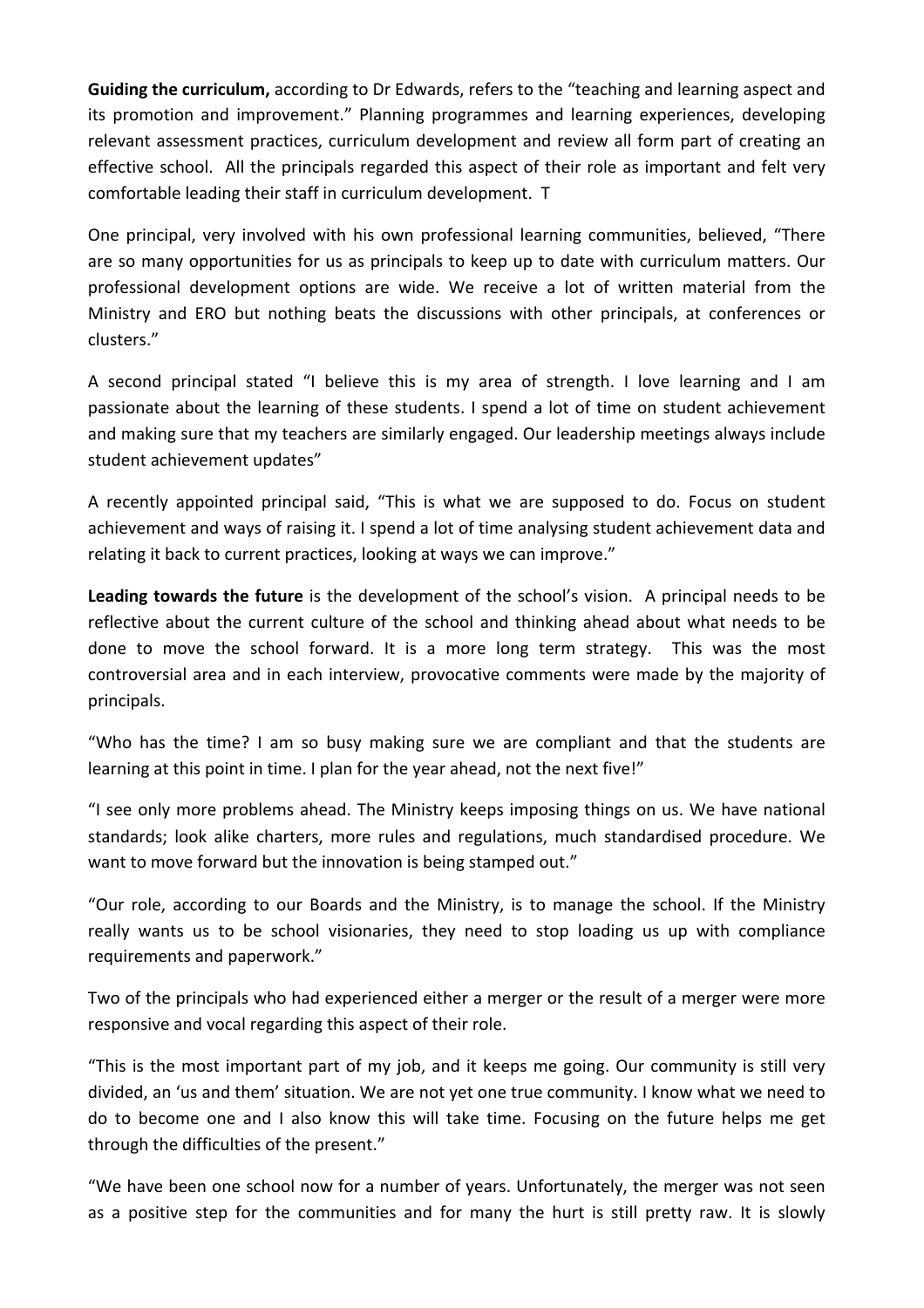**Guiding the curriculum,** according to Dr Edwards, refers to the "teaching and learning aspect and its promotion and improvement." Planning programmes and learning experiences, developing relevant assessment practices, curriculum development and review all form part of creating an effective school. All the principals regarded this aspect of their role as important and felt very comfortable leading their staff in curriculum development. T

One principal, very involved with his own professional learning communities, believed, "There are so many opportunities for us as principals to keep up to date with curriculum matters. Our professional development options are wide. We receive a lot of written material from the Ministry and ERO but nothing beats the discussions with other principals, at conferences or clusters."

A second principal stated "I believe this is my area of strength. I love learning and I am passionate about the learning of these students. I spend a lot of time on student achievement and making sure that my teachers are similarly engaged. Our leadership meetings always include student achievement updates"

A recently appointed principal said, "This is what we are supposed to do. Focus on student achievement and ways of raising it. I spend a lot of time analysing student achievement data and relating it back to current practices, looking at ways we can improve."

**Leading towards the future** is the development of the school's vision. A principal needs to be reflective about the current culture of the school and thinking ahead about what needs to be done to move the school forward. It is a more long term strategy. This was the most controversial area and in each interview, provocative comments were made by the majority of principals.

"Who has the time? I am so busy making sure we are compliant and that the students are learning at this point in time. I plan for the year ahead, not the next five!"

"I see only more problems ahead. The Ministry keeps imposing things on us. We have national standards; look alike charters, more rules and regulations, much standardised procedure. We want to move forward but the innovation is being stamped out."

"Our role, according to our Boards and the Ministry, is to manage the school. If the Ministry really wants us to be school visionaries, they need to stop loading us up with compliance requirements and paperwork."

Two of the principals who had experienced either a merger or the result of a merger were more responsive and vocal regarding this aspect of their role.

"This is the most important part of my job, and it keeps me going. Our community is still very divided, an 'us and them' situation. We are not yet one true community. I know what we need to do to become one and I also know this will take time. Focusing on the future helps me get through the difficulties of the present."

"We have been one school now for a number of years. Unfortunately, the merger was not seen as a positive step for the communities and for many the hurt is still pretty raw. It is slowly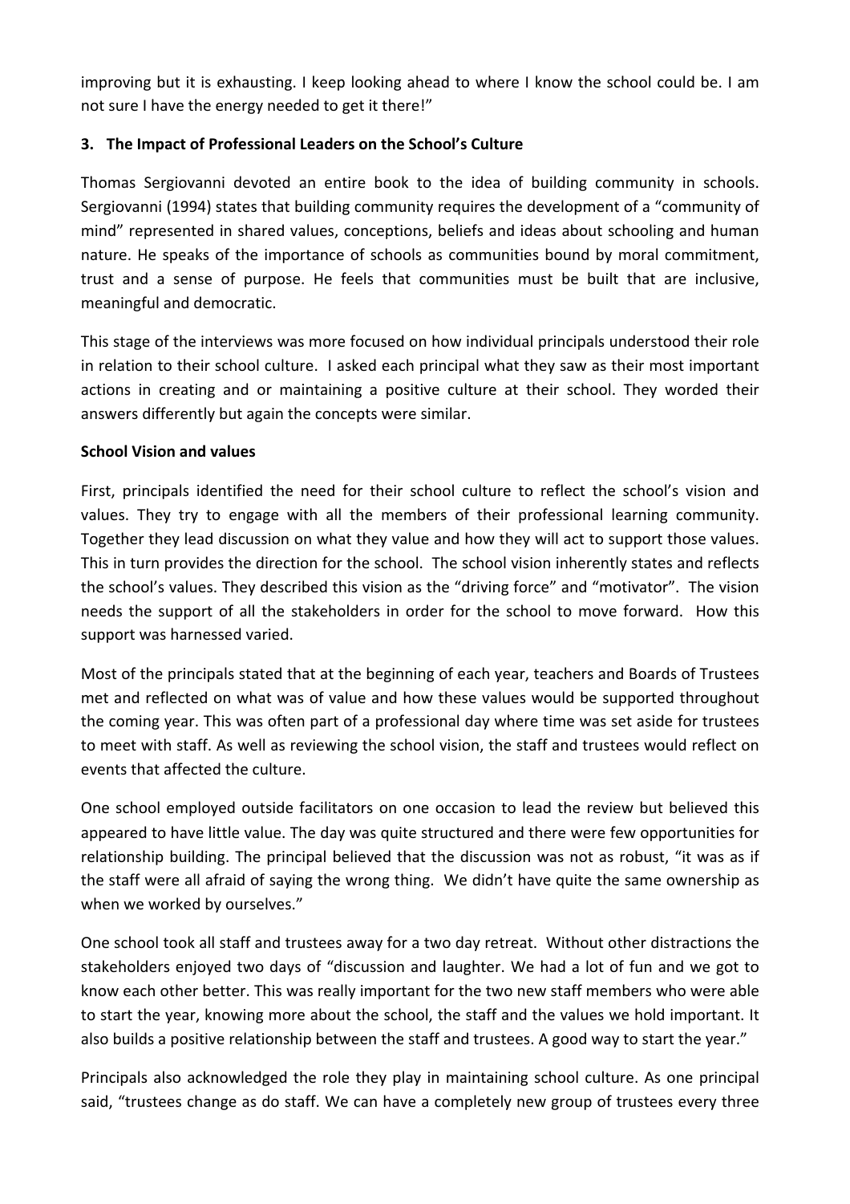improving but it is exhausting. I keep looking ahead to where I know the school could be. I am not sure I have the energy needed to get it there!"

### 3. The Impact of Professional Leaders on the School's Culture

Thomas Sergiovanni devoted an entire book to the idea of building community in schools. Sergiovanni (1994) states that building community requires the development of a "community of mind" represented in shared values, conceptions, beliefs and ideas about schooling and human nature. He speaks of the importance of schools as communities bound by moral commitment, trust and a sense of purpose. He feels that communities must be built that are inclusive, meaningful and democratic.

This stage of the interviews was more focused on how individual principals understood their role in relation to their school culture. I asked each principal what they saw as their most important actions in creating and or maintaining a positive culture at their school. They worded their answers differently but again the concepts were similar.

**School Vision and values**

First, principals identified the need for their school culture to reflect the school's vision and values. They try to engage with all the members of their professional learning community. Together they lead discussion on what they value and how they will act to support those values. This in turn provides the direction for the school. The school vision inherently states and reflects the school's values. They described this vision as the "driving force" and "motivator". The vision needs the support of all the stakeholders in order for the school to move forward. How this support was harnessed varied.

Most of the principals stated that at the beginning of each year, teachers and Boards of Trustees met and reflected on what was of value and how these values would be supported throughout the coming year. This was often part of a professional day where time was set aside for trustees to meet with staff. As well as reviewing the school vision, the staff and trustees would reflect on events that affected the culture.

One school employed outside facilitators on one occasion to lead the review but believed this appeared to have little value. The day was quite structured and there were few opportunities for relationship building. The principal believed that the discussion was not as robust, "it was as if the staff were all afraid of saying the wrong thing. We didn't have quite the same ownership as when we worked by ourselves."

One school took all staff and trustees away for a two day retreat. Without other distractions the stakeholders enjoyed two days of "discussion and laughter. We had a lot of fun and we got to know each other better. This was really important for the two new staff members who were able to start the year, knowing more about the school, the staff and the values we hold important. It also builds a positive relationship between the staff and trustees. A good way to start the year."

Principals also acknowledged the role they play in maintaining school culture. As one principal said, "trustees change as do staff. We can have a completely new group of trustees every three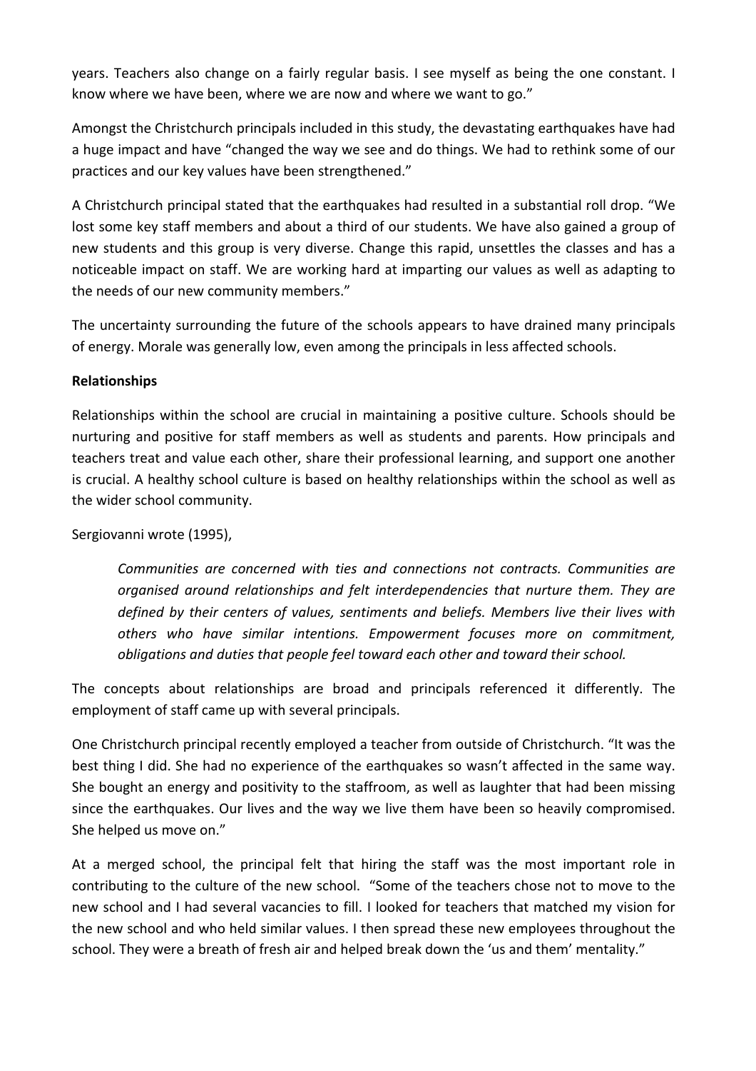years. Teachers also change on a fairly regular basis. I see myself as being the one constant. I know where we have been, where we are now and where we want to go."

Amongst the Christchurch principals included in this study, the devastating earthquakes have had a huge impact and have "changed the way we see and do things. We had to rethink some of our practices and our key values have been strengthened."

A Christchurch principal stated that the earthquakes had resulted in a substantial roll drop. "We lost some key staff members and about a third of our students. We have also gained a group of new students and this group is very diverse. Change this rapid, unsettles the classes and has a noticeable impact on staff. We are working hard at imparting our values as well as adapting to the needs of our new community members."

The uncertainty surrounding the future of the schools appears to have drained many principals of energy. Morale was generally low, even among the principals in less affected schools.

**Relationships**

Relationships within the school are crucial in maintaining a positive culture. Schools should be nurturing and positive for staff members as well as students and parents. How principals and teachers treat and value each other, share their professional learning, and support one another is crucial. A healthy school culture is based on healthy relationships within the school as well as the wider school community.

Sergiovanni wrote (1995),

> *Communities are concerned with ties and connections not contracts. Communities are organised around relationships and felt interdependencies that nurture them. They are defined by their centers of values, sentiments and beliefs. Members live their lives with others who have similar intentions. Empowerment focuses more on commitment, obligations and duties that people feel toward each other and toward their school.*

The concepts about relationships are broad and principals referenced it differently. The employment of staff came up with several principals.

One Christchurch principal recently employed a teacher from outside of Christchurch. "It was the best thing I did. She had no experience of the earthquakes so wasn't affected in the same way. She bought an energy and positivity to the staffroom, as well as laughter that had been missing since the earthquakes. Our lives and the way we live them have been so heavily compromised. She helped us move on."

At a merged school, the principal felt that hiring the staff was the most important role in contributing to the culture of the new school. "Some of the teachers chose not to move to the new school and I had several vacancies to fill. I looked for teachers that matched my vision for the new school and who held similar values. I then spread these new employees throughout the school. They were a breath of fresh air and helped break down the 'us and them' mentality."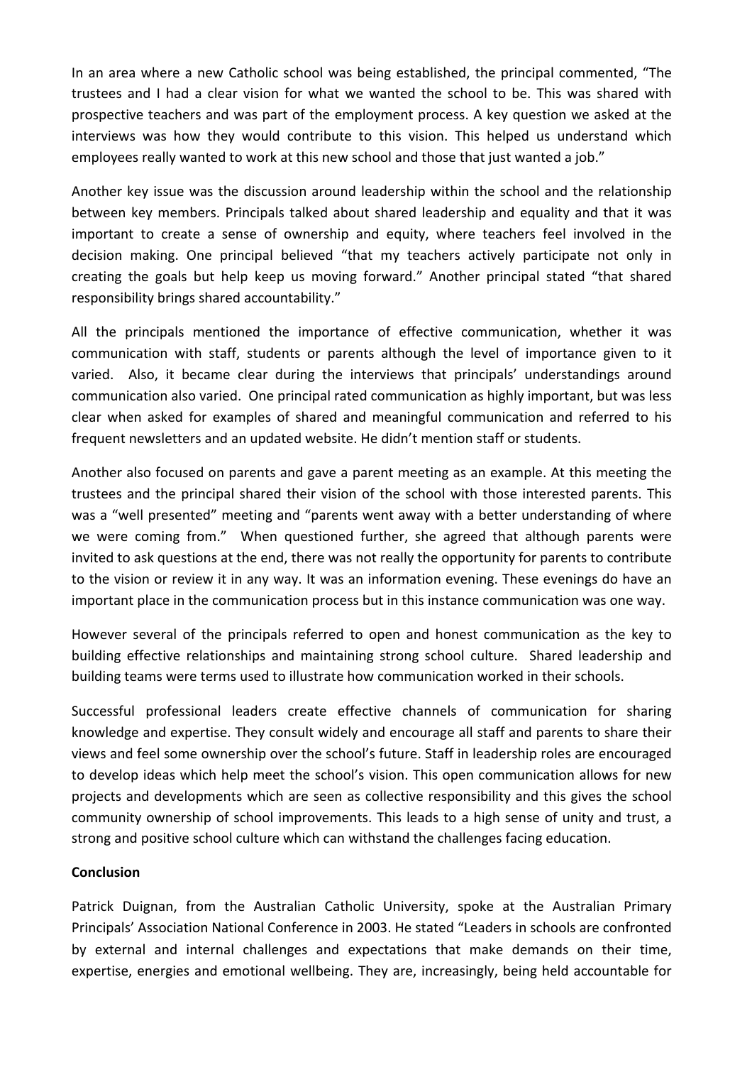In an area where a new Catholic school was being established, the principal commented, "The trustees and I had a clear vision for what we wanted the school to be. This was shared with prospective teachers and was part of the employment process. A key question we asked at the interviews was how they would contribute to this vision. This helped us understand which employees really wanted to work at this new school and those that just wanted a job."

Another key issue was the discussion around leadership within the school and the relationship between key members. Principals talked about shared leadership and equality and that it was important to create a sense of ownership and equity, where teachers feel involved in the decision making. One principal believed "that my teachers actively participate not only in creating the goals but help keep us moving forward." Another principal stated "that shared responsibility brings shared accountability."

All the principals mentioned the importance of effective communication, whether it was communication with staff, students or parents although the level of importance given to it varied. Also, it became clear during the interviews that principals' understandings around communication also varied. One principal rated communication as highly important, but was less clear when asked for examples of shared and meaningful communication and referred to his frequent newsletters and an updated website. He didn't mention staff or students.

Another also focused on parents and gave a parent meeting as an example. At this meeting the trustees and the principal shared their vision of the school with those interested parents. This was a "well presented" meeting and "parents went away with a better understanding of where we were coming from." When questioned further, she agreed that although parents were invited to ask questions at the end, there was not really the opportunity for parents to contribute to the vision or review it in any way. It was an information evening. These evenings do have an important place in the communication process but in this instance communication was one way.

However several of the principals referred to open and honest communication as the key to building effective relationships and maintaining strong school culture. Shared leadership and building teams were terms used to illustrate how communication worked in their schools.

Successful professional leaders create effective channels of communication for sharing knowledge and expertise. They consult widely and encourage all staff and parents to share their views and feel some ownership over the school's future. Staff in leadership roles are encouraged to develop ideas which help meet the school's vision. This open communication allows for new projects and developments which are seen as collective responsibility and this gives the school community ownership of school improvements. This leads to a high sense of unity and trust, a strong and positive school culture which can withstand the challenges facing education.

**Conclusion**

Patrick Duignan, from the Australian Catholic University, spoke at the Australian Primary Principals' Association National Conference in 2003. He stated "Leaders in schools are confronted by external and internal challenges and expectations that make demands on their time, expertise, energies and emotional wellbeing. They are, increasingly, being held accountable for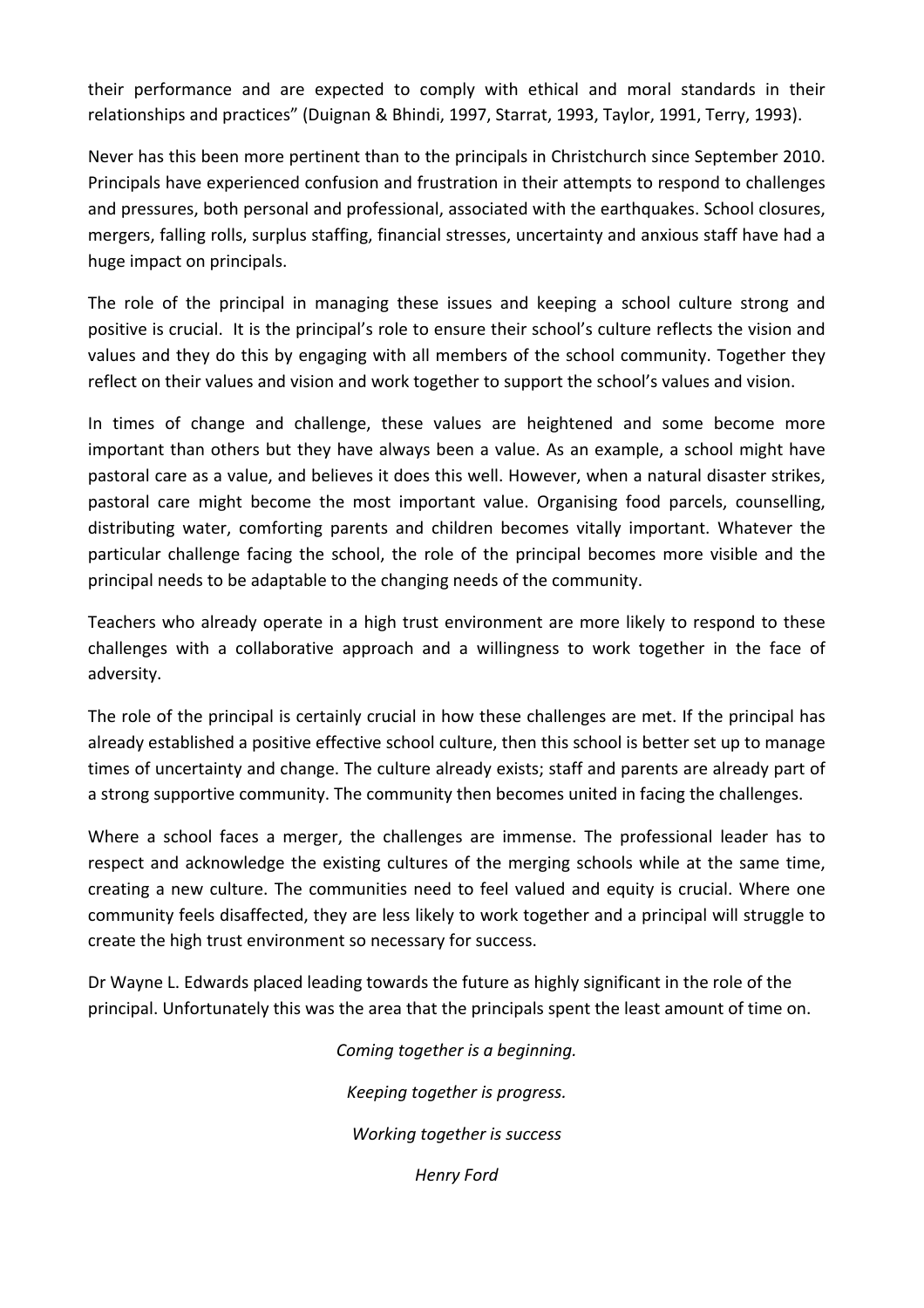their performance and are expected to comply with ethical and moral standards in their relationships and practices" (Duignan & Bhindi, 1997, Starrat, 1993, Taylor, 1991, Terry, 1993).

Never has this been more pertinent than to the principals in Christchurch since September 2010. Principals have experienced confusion and frustration in their attempts to respond to challenges and pressures, both personal and professional, associated with the earthquakes. School closures, mergers, falling rolls, surplus staffing, financial stresses, uncertainty and anxious staff have had a huge impact on principals.

The role of the principal in managing these issues and keeping a school culture strong and positive is crucial. It is the principal's role to ensure their school's culture reflects the vision and values and they do this by engaging with all members of the school community. Together they reflect on their values and vision and work together to support the school's values and vision.

In times of change and challenge, these values are heightened and some become more important than others but they have always been a value. As an example, a school might have pastoral care as a value, and believes it does this well. However, when a natural disaster strikes, pastoral care might become the most important value. Organising food parcels, counselling, distributing water, comforting parents and children becomes vitally important. Whatever the particular challenge facing the school, the role of the principal becomes more visible and the principal needs to be adaptable to the changing needs of the community.

Teachers who already operate in a high trust environment are more likely to respond to these challenges with a collaborative approach and a willingness to work together in the face of adversity.

The role of the principal is certainly crucial in how these challenges are met. If the principal has already established a positive effective school culture, then this school is better set up to manage times of uncertainty and change. The culture already exists; staff and parents are already part of a strong supportive community. The community then becomes united in facing the challenges.

Where a school faces a merger, the challenges are immense. The professional leader has to respect and acknowledge the existing cultures of the merging schools while at the same time, creating a new culture. The communities need to feel valued and equity is crucial. Where one community feels disaffected, they are less likely to work together and a principal will struggle to create the high trust environment so necessary for success.

Dr Wayne L. Edwards placed leading towards the future as highly significant in the role of the principal. Unfortunately this was the area that the principals spent the least amount of time on.

*Coming together is a beginning.*

*Keeping together is progress.*

*Working together is success*

*Henry Ford*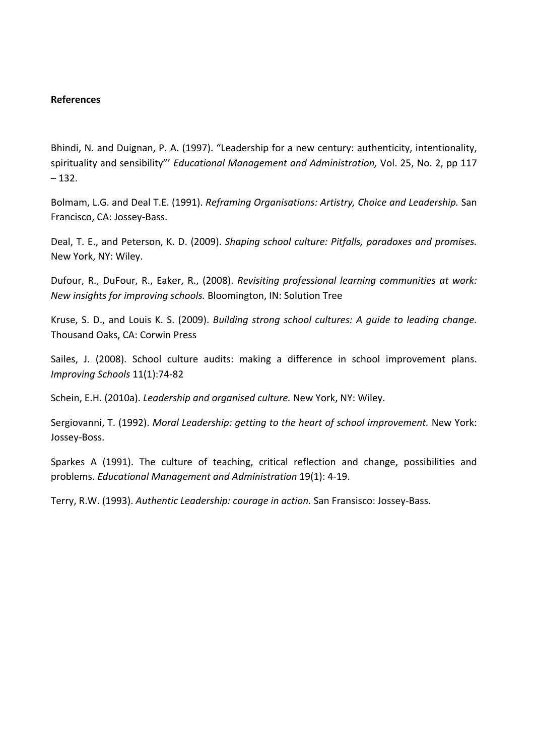**References**

Bhindi, N. and Duignan, P. A. (1997). "Leadership for a new century: authenticity, intentionality, spirituality and sensibility"' *Educational Management and Administration,* Vol. 25, No. 2, pp 117 – 132.

Bolmam, L.G. and Deal T.E. (1991). *Reframing Organisations: Artistry, Choice and Leadership.* San Francisco, CA: Jossey-Bass.

Deal, T. E., and Peterson, K. D. (2009). *Shaping school culture: Pitfalls, paradoxes and promises.* New York, NY: Wiley.

Dufour, R., DuFour, R., Eaker, R., (2008). *Revisiting professional learning communities at work: New insights for improving schools.* Bloomington, IN: Solution Tree

Kruse, S. D., and Louis K. S. (2009). *Building strong school cultures: A guide to leading change.* Thousand Oaks, CA: Corwin Press

Sailes, J. (2008). School culture audits: making a difference in school improvement plans. *Improving Schools* 11(1):74-82

Schein, E.H. (2010a). *Leadership and organised culture.* New York, NY: Wiley.

Sergiovanni, T. (1992). *Moral Leadership: getting to the heart of school improvement.* New York: Jossey-Boss.

Sparkes A (1991). The culture of teaching, critical reflection and change, possibilities and problems. *Educational Management and Administration* 19(1): 4-19.

Terry, R.W. (1993). *Authentic Leadership: courage in action.* San Fransisco: Jossey-Bass.